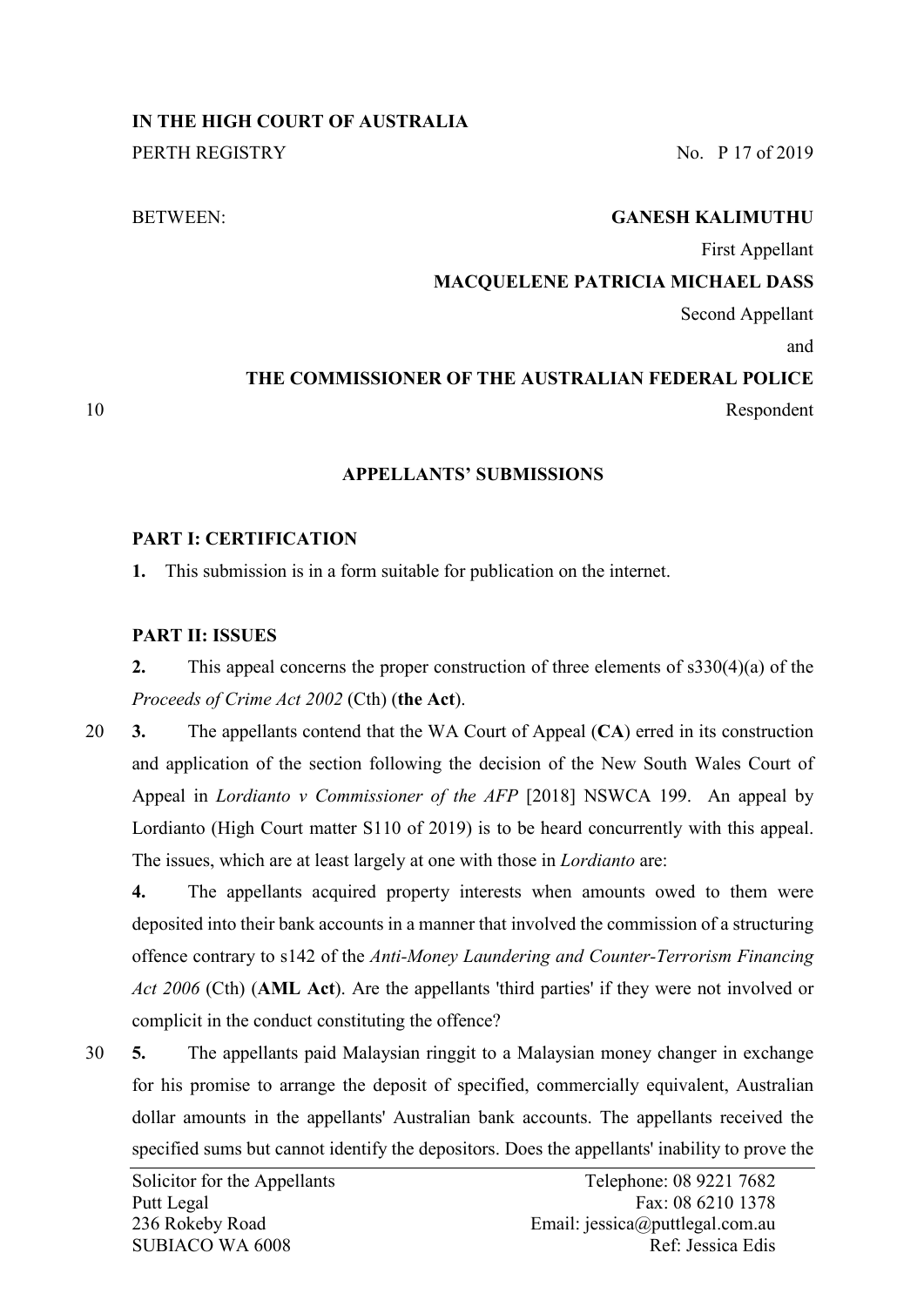**IN THE HIGH COURT OF AUSTRALIA**

PERTH REGISTRY No. P 17 of 2019

BETWEEN: **GANESH KALIMUTHU**

First Appellant

**MACQUELENE PATRICIA MICHAEL DASS**

Second Appellant

and

**THE COMMISSIONER OF THE AUSTRALIAN FEDERAL POLICE**

Respondent

**APPELLANTS' SUBMISSIONS**

**PART I: CERTIFICATION**

**1.** This submission is in a form suitable for publication on the internet.

**PART II: ISSUES**

**2.** This appeal concerns the proper construction of three elements of s330(4)(a) of the *Proceeds of Crime Act 2002* (Cth) (**the Act**).

**3.** The appellants contend that the WA Court of Appeal (**CA**) erred in its construction and application of the section following the decision of the New South Wales Court of Appeal in *Lordianto v Commissioner of the AFP* [2018] NSWCA 199. An appeal by Lordianto (High Court matter S110 of 2019) is to be heard concurrently with this appeal. The issues, which are at least largely at one with those in *Lordianto* are:

**4.** The appellants acquired property interests when amounts owed to them were deposited into their bank accounts in a manner that involved the commission of a structuring offence contrary to s142 of the *Anti-Money Laundering and Counter-Terrorism Financing Act 2006* (Cth) (**AML Act**). Are the appellants 'third parties' if they were not involved or complicit in the conduct constituting the offence?

**5.** The appellants paid Malaysian ringgit to a Malaysian money changer in exchange for his promise to arrange the deposit of specified, commercially equivalent, Australian dollar amounts in the appellants' Australian bank accounts. The appellants received the specified sums but cannot identify the depositors. Does the appellants' inability to prove the

Solicitor for the Appellants
Putt Legal
236 Rokeby Road
SUBIACO WA 6008

Telephone: 08 9221 7682
Fax: 08 6210 1378
Email: jessica@puttlegal.com.au
Ref: Jessica Edis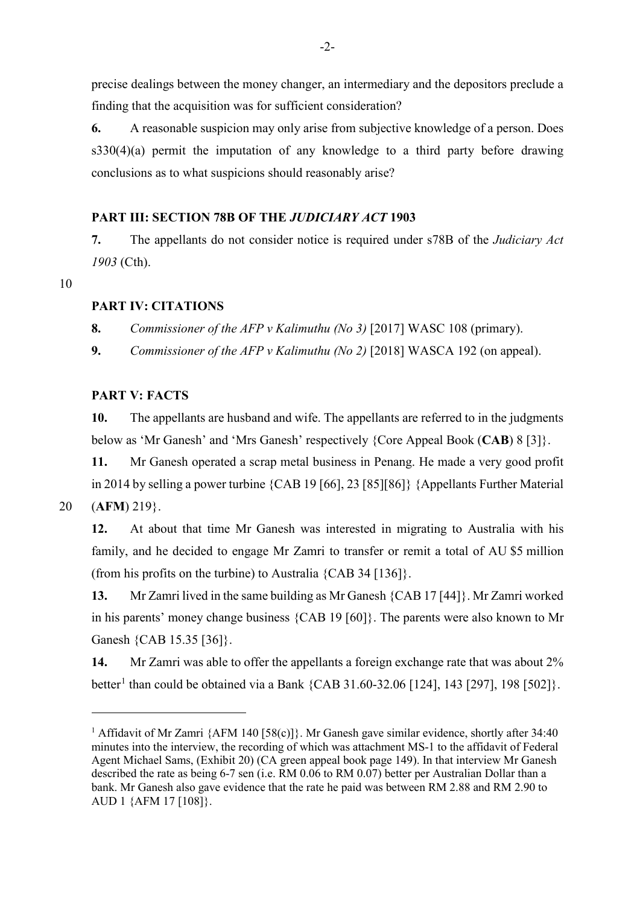precise dealings between the money changer, an intermediary and the depositors preclude a finding that the acquisition was for sufficient consideration?

**6.** A reasonable suspicion may only arise from subjective knowledge of a person. Does s330(4)(a) permit the imputation of any knowledge to a third party before drawing conclusions as to what suspicions should reasonably arise?

## PART III: SECTION 78B OF THE *JUDICIARY ACT* 1903

**7.** The appellants do not consider notice is required under s78B of the *Judiciary Act 1903* (Cth).

## PART IV: CITATIONS

**8.** *Commissioner of the AFP v Kalimuthu (No 3)* [2017] WASC 108 (primary).

**9.** *Commissioner of the AFP v Kalimuthu (No 2)* [2018] WASCA 192 (on appeal).

## PART V: FACTS

**10.** The appellants are husband and wife. The appellants are referred to in the judgments below as 'Mr Ganesh' and 'Mrs Ganesh' respectively {Core Appeal Book (**CAB**) 8 [3]}.

**11.** Mr Ganesh operated a scrap metal business in Penang. He made a very good profit in 2014 by selling a power turbine {CAB 19 [66], 23 [85][86]} {Appellants Further Material (**AFM**) 219}.

**12.** At about that time Mr Ganesh was interested in migrating to Australia with his family, and he decided to engage Mr Zamri to transfer or remit a total of AU $5 million (from his profits on the turbine) to Australia {CAB 34 [136]}.

**13.** Mr Zamri lived in the same building as Mr Ganesh {CAB 17 [44]}. Mr Zamri worked in his parents' money change business {CAB 19 [60]}. The parents were also known to Mr Ganesh {CAB 15.35 [36]}.

**14.** Mr Zamri was able to offer the appellants a foreign exchange rate that was about 2% better[1] than could be obtained via a Bank {CAB 31.60-32.06 [124], 143 [297], 198 [502]}.

---

[1] Affidavit of Mr Zamri {AFM 140 [58(c)]}. Mr Ganesh gave similar evidence, shortly after 34:40 minutes into the interview, the recording of which was attachment MS-1 to the affidavit of Federal Agent Michael Sams, (Exhibit 20) (CA green appeal book page 149). In that interview Mr Ganesh described the rate as being 6-7 sen (i.e. RM 0.06 to RM 0.07) better per Australian Dollar than a bank. Mr Ganesh also gave evidence that the rate he paid was between RM 2.88 and RM 2.90 to AUD 1 {AFM 17 [108]}.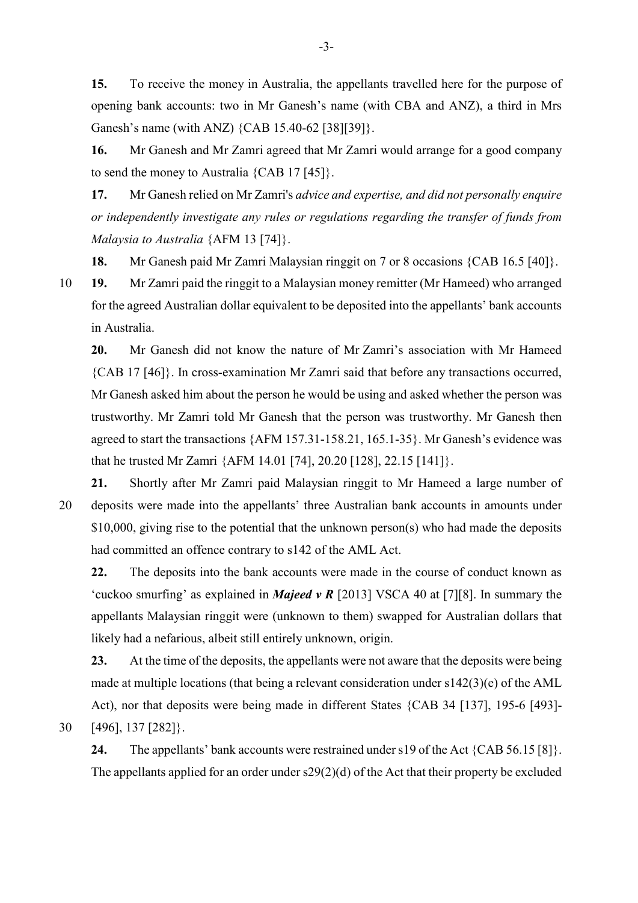**15.** To receive the money in Australia, the appellants travelled here for the purpose of opening bank accounts: two in Mr Ganesh's name (with CBA and ANZ), a third in Mrs Ganesh's name (with ANZ) {CAB 15.40-62 [38][39]}.

**16.** Mr Ganesh and Mr Zamri agreed that Mr Zamri would arrange for a good company to send the money to Australia {CAB 17 [45]}.

**17.** Mr Ganesh relied on Mr Zamri's *advice and expertise, and did not personally enquire or independently investigate any rules or regulations regarding the transfer of funds from Malaysia to Australia* {AFM 13 [74]}.

**18.** Mr Ganesh paid Mr Zamri Malaysian ringgit on 7 or 8 occasions {CAB 16.5 [40]}.

**19.** Mr Zamri paid the ringgit to a Malaysian money remitter (Mr Hameed) who arranged for the agreed Australian dollar equivalent to be deposited into the appellants' bank accounts in Australia.

**20.** Mr Ganesh did not know the nature of Mr Zamri's association with Mr Hameed {CAB 17 [46]}. In cross-examination Mr Zamri said that before any transactions occurred, Mr Ganesh asked him about the person he would be using and asked whether the person was trustworthy. Mr Zamri told Mr Ganesh that the person was trustworthy. Mr Ganesh then agreed to start the transactions {AFM 157.31-158.21, 165.1-35}. Mr Ganesh's evidence was that he trusted Mr Zamri {AFM 14.01 [74], 20.20 [128], 22.15 [141]}.

**21.** Shortly after Mr Zamri paid Malaysian ringgit to Mr Hameed a large number of deposits were made into the appellants' three Australian bank accounts in amounts under $10,000, giving rise to the potential that the unknown person(s) who had made the deposits had committed an offence contrary to s142 of the AML Act.

**22.** The deposits into the bank accounts were made in the course of conduct known as 'cuckoo smurfing' as explained in ***Majeed v R*** [2013] VSCA 40 at [7][8]. In summary the appellants Malaysian ringgit were (unknown to them) swapped for Australian dollars that likely had a nefarious, albeit still entirely unknown, origin.

**23.** At the time of the deposits, the appellants were not aware that the deposits were being made at multiple locations (that being a relevant consideration under s142(3)(e) of the AML Act), nor that deposits were being made in different States {CAB 34 [137], 195-6 [493]-[496], 137 [282]}.

**24.** The appellants' bank accounts were restrained under s19 of the Act {CAB 56.15 [8]}. The appellants applied for an order under s29(2)(d) of the Act that their property be excluded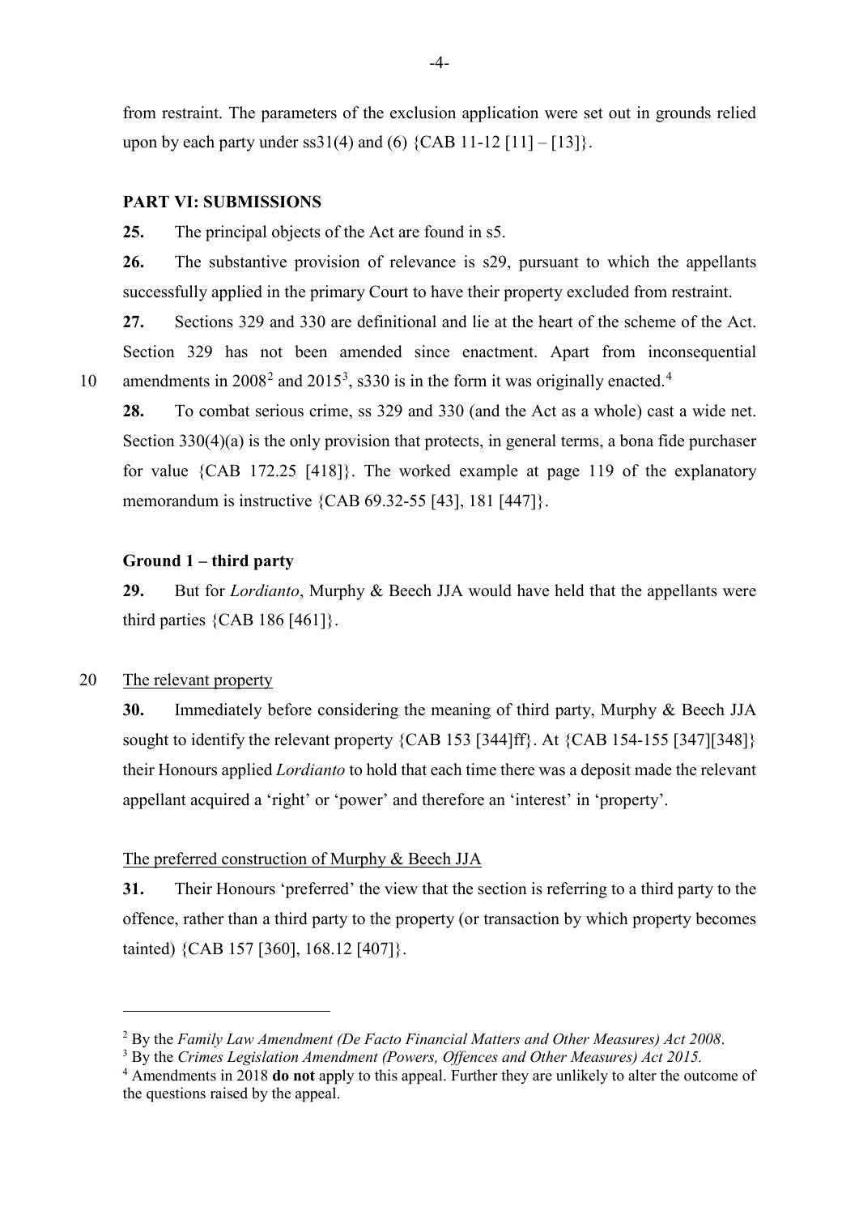from restraint. The parameters of the exclusion application were set out in grounds relied upon by each party under ss31(4) and (6) {CAB 11-12 [11] – [13]}.

## PART VI: SUBMISSIONS

**25.** The principal objects of the Act are found in s5.

**26.** The substantive provision of relevance is s29, pursuant to which the appellants successfully applied in the primary Court to have their property excluded from restraint.

**27.** Sections 329 and 330 are definitional and lie at the heart of the scheme of the Act. Section 329 has not been amended since enactment. Apart from inconsequential amendments in 2008[2] and 2015[3], s330 is in the form it was originally enacted.[4]

**28.** To combat serious crime, ss 329 and 330 (and the Act as a whole) cast a wide net. Section 330(4)(a) is the only provision that protects, in general terms, a bona fide purchaser for value {CAB 172.25 [418]}. The worked example at page 119 of the explanatory memorandum is instructive {CAB 69.32-55 [43], 181 [447]}.

### Ground 1 – third party

**29.** But for *Lordianto*, Murphy & Beech JJA would have held that the appellants were third parties {CAB 186 [461]}.

The relevant property

**30.** Immediately before considering the meaning of third party, Murphy & Beech JJA sought to identify the relevant property {CAB 153 [344]ff}. At {CAB 154-155 [347][348]} their Honours applied *Lordianto* to hold that each time there was a deposit made the relevant appellant acquired a 'right' or 'power' and therefore an 'interest' in 'property'.

The preferred construction of Murphy & Beech JJA

**31.** Their Honours 'preferred' the view that the section is referring to a third party to the offence, rather than a third party to the property (or transaction by which property becomes tainted) {CAB 157 [360], 168.12 [407]}.

---

[2] By the *Family Law Amendment (De Facto Financial Matters and Other Measures) Act 2008*.

[3] By the *Crimes Legislation Amendment (Powers, Offences and Other Measures) Act 2015.*

[4] Amendments in 2018 **do not** apply to this appeal. Further they are unlikely to alter the outcome of the questions raised by the appeal.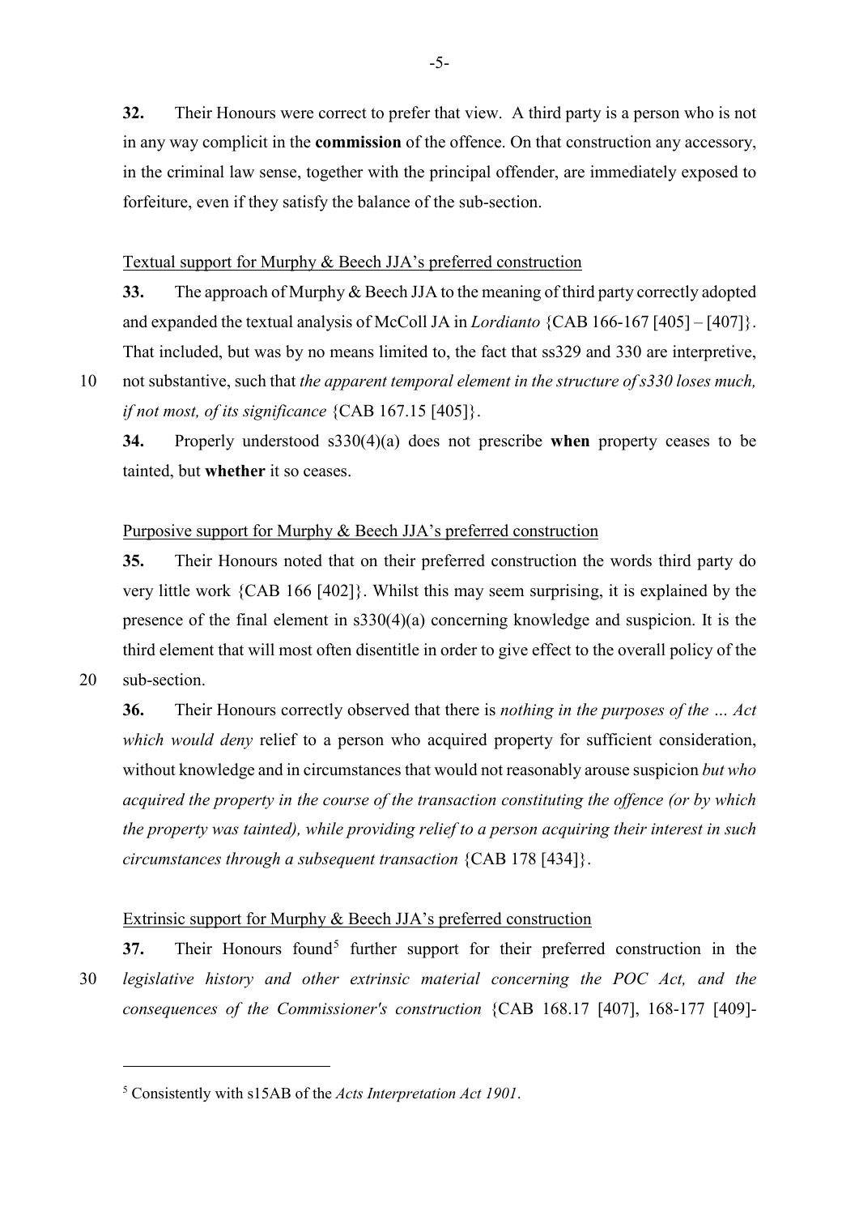**32.** Their Honours were correct to prefer that view. A third party is a person who is not in any way complicit in the **commission** of the offence. On that construction any accessory, in the criminal law sense, together with the principal offender, are immediately exposed to forfeiture, even if they satisfy the balance of the sub-section.

Textual support for Murphy & Beech JJA's preferred construction

**33.** The approach of Murphy & Beech JJA to the meaning of third party correctly adopted and expanded the textual analysis of McColl JA in *Lordianto* {CAB 166-167 [405] – [407]}. That included, but was by no means limited to, the fact that ss329 and 330 are interpretive, not substantive, such that *the apparent temporal element in the structure of s330 loses much, if not most, of its significance* {CAB 167.15 [405]}.

**34.** Properly understood s330(4)(a) does not prescribe **when** property ceases to be tainted, but **whether** it so ceases.

Purposive support for Murphy & Beech JJA's preferred construction

**35.** Their Honours noted that on their preferred construction the words third party do very little work {CAB 166 [402]}. Whilst this may seem surprising, it is explained by the presence of the final element in s330(4)(a) concerning knowledge and suspicion. It is the third element that will most often disentitle in order to give effect to the overall policy of the sub-section.

**36.** Their Honours correctly observed that there is *nothing in the purposes of the … Act which would deny* relief to a person who acquired property for sufficient consideration, without knowledge and in circumstances that would not reasonably arouse suspicion *but who acquired the property in the course of the transaction constituting the offence (or by which the property was tainted), while providing relief to a person acquiring their interest in such circumstances through a subsequent transaction* {CAB 178 [434]}.

Extrinsic support for Murphy & Beech JJA's preferred construction

**37.** Their Honours found[5] further support for their preferred construction in the *legislative history and other extrinsic material concerning the POC Act, and the consequences of the Commissioner's construction* {CAB 168.17 [407], 168-177 [409]-

---

[5] Consistently with s15AB of the *Acts Interpretation Act 1901*.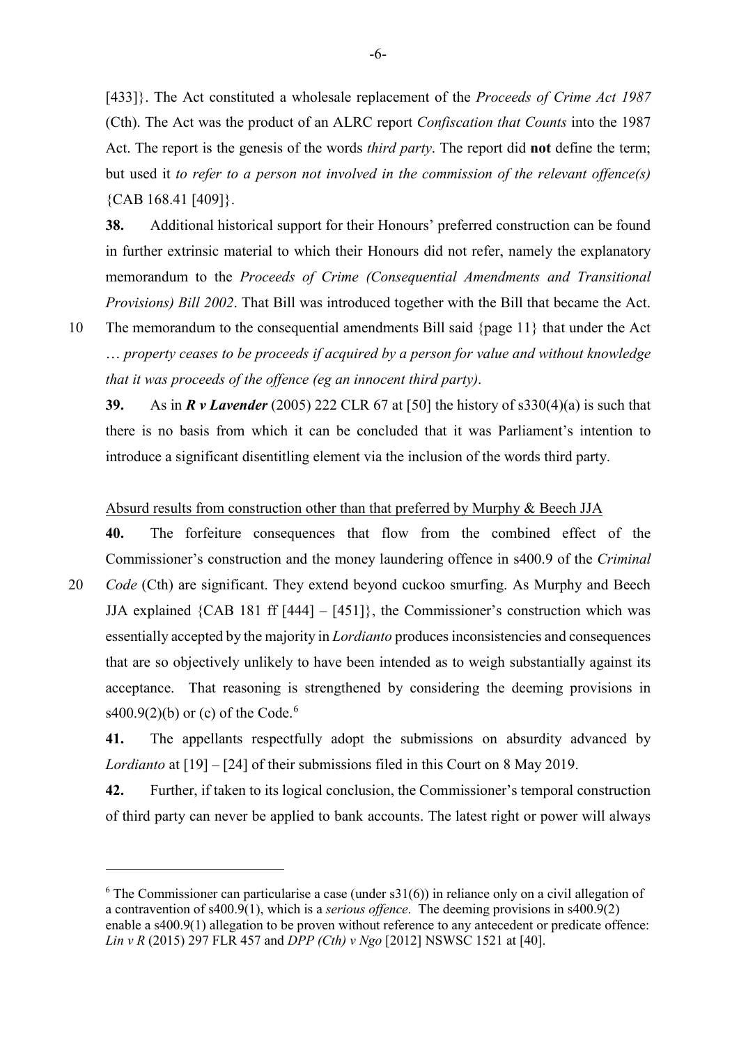[433]}. The Act constituted a wholesale replacement of the *Proceeds of Crime Act 1987* (Cth). The Act was the product of an ALRC report *Confiscation that Counts* into the 1987 Act. The report is the genesis of the words *third party*. The report did **not** define the term; but used it *to refer to a person not involved in the commission of the relevant offence(s)* {CAB 168.41 [409]}.

**38.** Additional historical support for their Honours' preferred construction can be found in further extrinsic material to which their Honours did not refer, namely the explanatory memorandum to the *Proceeds of Crime (Consequential Amendments and Transitional Provisions) Bill 2002*. That Bill was introduced together with the Bill that became the Act. The memorandum to the consequential amendments Bill said {page 11} that under the Act … *property ceases to be proceeds if acquired by a person for value and without knowledge that it was proceeds of the offence (eg an innocent third party)*.

**39.** As in ***R v Lavender*** (2005) 222 CLR 67 at [50] the history of s330(4)(a) is such that there is no basis from which it can be concluded that it was Parliament's intention to introduce a significant disentitling element via the inclusion of the words third party.

<u>Absurd results from construction other than that preferred by Murphy & Beech JJA</u>

**40.** The forfeiture consequences that flow from the combined effect of the Commissioner's construction and the money laundering offence in s400.9 of the *Criminal Code* (Cth) are significant. They extend beyond cuckoo smurfing. As Murphy and Beech JJA explained {CAB 181 ff [444] – [451]}, the Commissioner's construction which was essentially accepted by the majority in *Lordianto* produces inconsistencies and consequences that are so objectively unlikely to have been intended as to weigh substantially against its acceptance. That reasoning is strengthened by considering the deeming provisions in s400.9(2)(b) or (c) of the Code.[6]

**41.** The appellants respectfully adopt the submissions on absurdity advanced by *Lordianto* at [19] – [24] of their submissions filed in this Court on 8 May 2019.

**42.** Further, if taken to its logical conclusion, the Commissioner's temporal construction of third party can never be applied to bank accounts. The latest right or power will always

---

[6] The Commissioner can particularise a case (under s31(6)) in reliance only on a civil allegation of a contravention of s400.9(1), which is a *serious offence*. The deeming provisions in s400.9(2) enable a s400.9(1) allegation to be proven without reference to any antecedent or predicate offence: *Lin v R* (2015) 297 FLR 457 and *DPP (Cth) v Ngo* [2012] NSWSC 1521 at [40].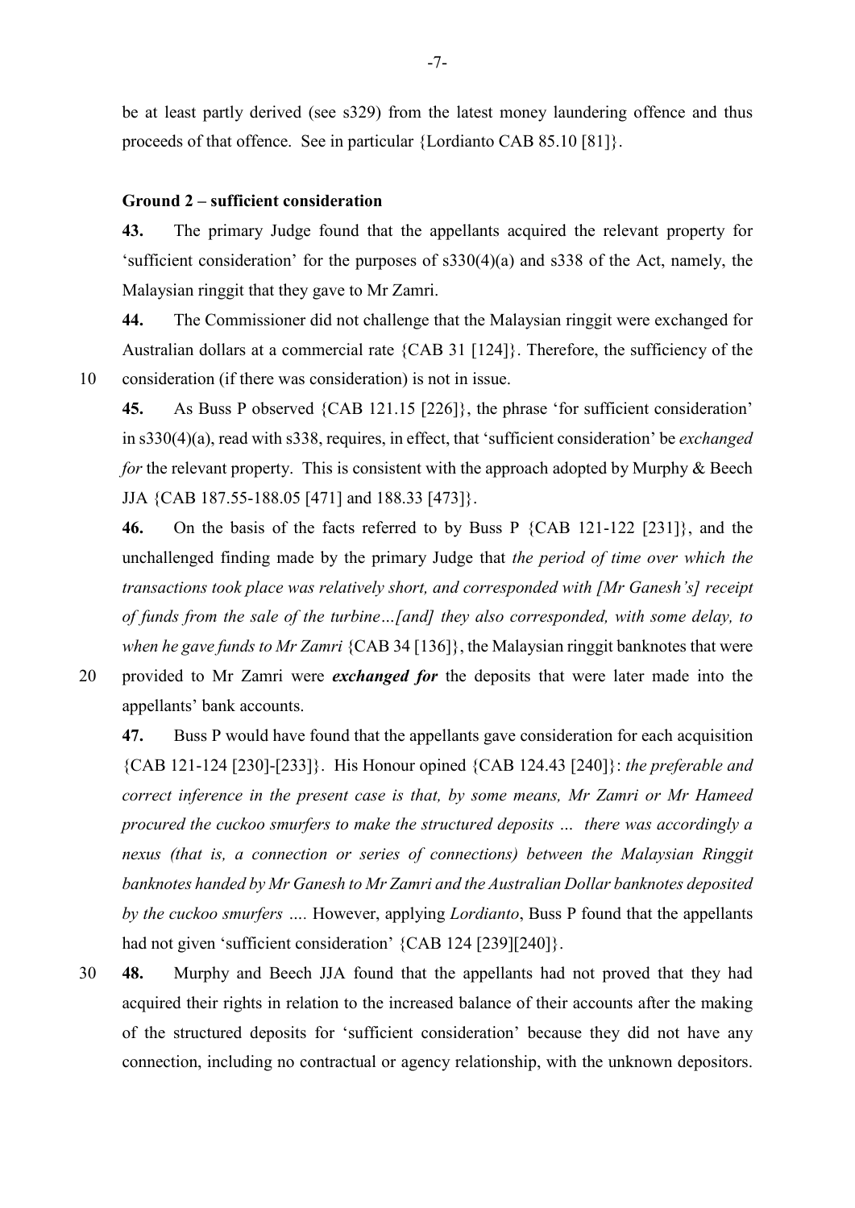be at least partly derived (see s329) from the latest money laundering offence and thus proceeds of that offence. See in particular {Lordianto CAB 85.10 [81]}.

### Ground 2 – sufficient consideration

**43.** The primary Judge found that the appellants acquired the relevant property for 'sufficient consideration' for the purposes of s330(4)(a) and s338 of the Act, namely, the Malaysian ringgit that they gave to Mr Zamri.

**44.** The Commissioner did not challenge that the Malaysian ringgit were exchanged for Australian dollars at a commercial rate {CAB 31 [124]}. Therefore, the sufficiency of the consideration (if there was consideration) is not in issue.

**45.** As Buss P observed {CAB 121.15 [226]}, the phrase 'for sufficient consideration' in s330(4)(a), read with s338, requires, in effect, that 'sufficient consideration' be *exchanged for* the relevant property. This is consistent with the approach adopted by Murphy & Beech JJA {CAB 187.55-188.05 [471] and 188.33 [473]}.

**46.** On the basis of the facts referred to by Buss P {CAB 121-122 [231]}, and the unchallenged finding made by the primary Judge that *the period of time over which the transactions took place was relatively short, and corresponded with [Mr Ganesh's] receipt of funds from the sale of the turbine…[and] they also corresponded, with some delay, to when he gave funds to Mr Zamri* {CAB 34 [136]}, the Malaysian ringgit banknotes that were provided to Mr Zamri were ***exchanged for*** the deposits that were later made into the appellants' bank accounts.

**47.** Buss P would have found that the appellants gave consideration for each acquisition {CAB 121-124 [230]-[233]}. His Honour opined {CAB 124.43 [240]}: *the preferable and correct inference in the present case is that, by some means, Mr Zamri or Mr Hameed procured the cuckoo smurfers to make the structured deposits … there was accordingly a nexus (that is, a connection or series of connections) between the Malaysian Ringgit banknotes handed by Mr Ganesh to Mr Zamri and the Australian Dollar banknotes deposited by the cuckoo smurfers …*. However, applying *Lordianto*, Buss P found that the appellants had not given 'sufficient consideration' {CAB 124 [239][240]}.

**48.** Murphy and Beech JJA found that the appellants had not proved that they had acquired their rights in relation to the increased balance of their accounts after the making of the structured deposits for 'sufficient consideration' because they did not have any connection, including no contractual or agency relationship, with the unknown depositors.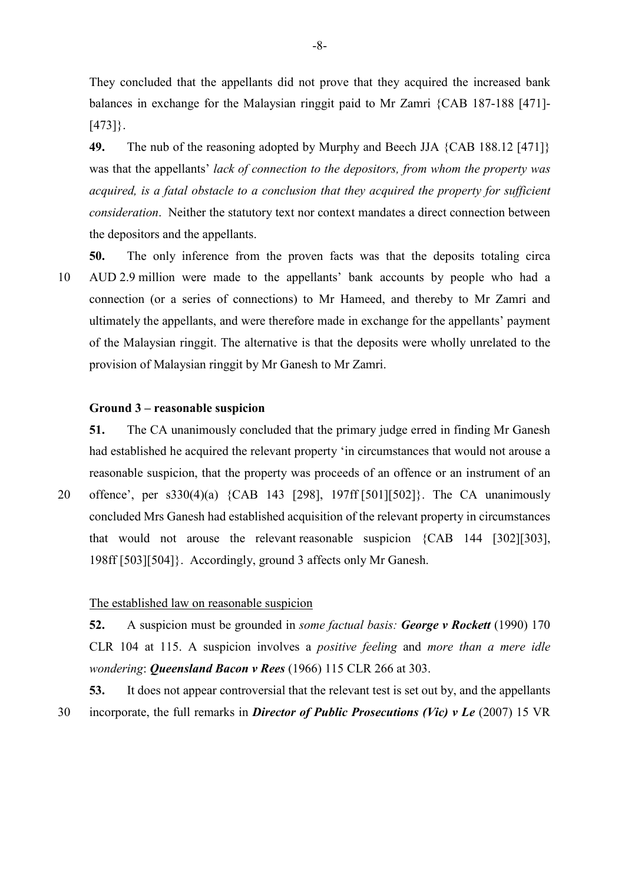They concluded that the appellants did not prove that they acquired the increased bank balances in exchange for the Malaysian ringgit paid to Mr Zamri {CAB 187-188 [471]-[473]}.

**49.** The nub of the reasoning adopted by Murphy and Beech JJA {CAB 188.12 [471]} was that the appellants' *lack of connection to the depositors, from whom the property was acquired, is a fatal obstacle to a conclusion that they acquired the property for sufficient consideration*. Neither the statutory text nor context mandates a direct connection between the depositors and the appellants.

**50.** The only inference from the proven facts was that the deposits totaling circa AUD 2.9 million were made to the appellants' bank accounts by people who had a connection (or a series of connections) to Mr Hameed, and thereby to Mr Zamri and ultimately the appellants, and were therefore made in exchange for the appellants' payment of the Malaysian ringgit. The alternative is that the deposits were wholly unrelated to the provision of Malaysian ringgit by Mr Ganesh to Mr Zamri.

#### Ground 3 – reasonable suspicion

**51.** The CA unanimously concluded that the primary judge erred in finding Mr Ganesh had established he acquired the relevant property 'in circumstances that would not arouse a reasonable suspicion, that the property was proceeds of an offence or an instrument of an offence', per s330(4)(a) {CAB 143 [298], 197ff [501][502]}. The CA unanimously concluded Mrs Ganesh had established acquisition of the relevant property in circumstances that would not arouse the relevant reasonable suspicion {CAB 144 [302][303], 198ff [503][504]}. Accordingly, ground 3 affects only Mr Ganesh.

The established law on reasonable suspicion

**52.** A suspicion must be grounded in *some factual basis:* ***George v Rockett*** (1990) 170 CLR 104 at 115. A suspicion involves a *positive feeling* and *more than a mere idle wondering*: ***Queensland Bacon v Rees*** (1966) 115 CLR 266 at 303.

**53.** It does not appear controversial that the relevant test is set out by, and the appellants incorporate, the full remarks in ***Director of Public Prosecutions (Vic) v Le*** (2007) 15 VR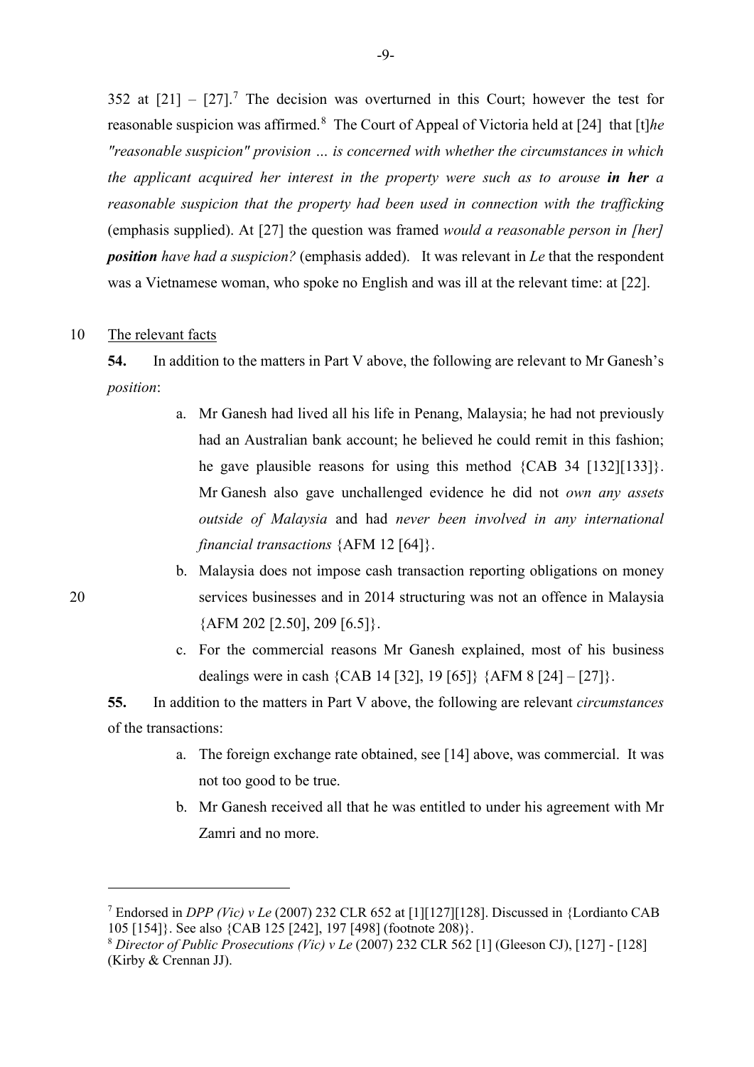352 at [21] – [27].[7] The decision was overturned in this Court; however the test for reasonable suspicion was affirmed.[8] The Court of Appeal of Victoria held at [24] that [t]*he "reasonable suspicion" provision … is concerned with whether the circumstances in which the applicant acquired her interest in the property were such as to arouse* ***in her*** *a reasonable suspicion that the property had been used in connection with the trafficking* (emphasis supplied). At [27] the question was framed *would a reasonable person in [her]* ***position*** *have had a suspicion?* (emphasis added). It was relevant in *Le* that the respondent was a Vietnamese woman, who spoke no English and was ill at the relevant time: at [22].

The relevant facts

**54.** In addition to the matters in Part V above, the following are relevant to Mr Ganesh's *position*:

a. Mr Ganesh had lived all his life in Penang, Malaysia; he had not previously had an Australian bank account; he believed he could remit in this fashion; he gave plausible reasons for using this method {CAB 34 [132][133]}. Mr Ganesh also gave unchallenged evidence he did not *own any assets outside of Malaysia* and had *never been involved in any international financial transactions* {AFM 12 [64]}.

b. Malaysia does not impose cash transaction reporting obligations on money services businesses and in 2014 structuring was not an offence in Malaysia {AFM 202 [2.50], 209 [6.5]}.

c. For the commercial reasons Mr Ganesh explained, most of his business dealings were in cash {CAB 14 [32], 19 [65]} {AFM 8 [24] – [27]}.

**55.** In addition to the matters in Part V above, the following are relevant *circumstances* of the transactions:

a. The foreign exchange rate obtained, see [14] above, was commercial. It was not too good to be true.

b. Mr Ganesh received all that he was entitled to under his agreement with Mr Zamri and no more.

---

[7] Endorsed in *DPP (Vic) v Le* (2007) 232 CLR 652 at [1][127][128]. Discussed in {Lordianto CAB 105 [154]}. See also {CAB 125 [242], 197 [498] (footnote 208)}.

[8] *Director of Public Prosecutions (Vic) v Le* (2007) 232 CLR 562 [1] (Gleeson CJ), [127] - [128] (Kirby & Crennan JJ).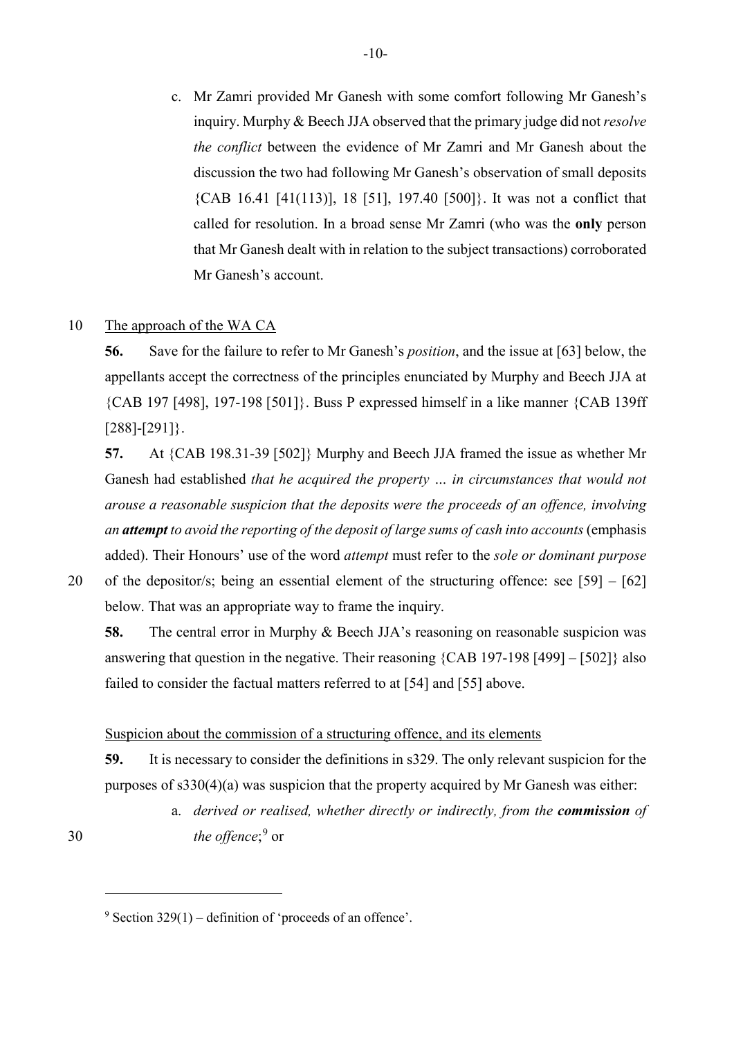c. Mr Zamri provided Mr Ganesh with some comfort following Mr Ganesh's inquiry. Murphy & Beech JJA observed that the primary judge did not *resolve the conflict* between the evidence of Mr Zamri and Mr Ganesh about the discussion the two had following Mr Ganesh's observation of small deposits {CAB 16.41 [41(113)], 18 [51], 197.40 [500]}. It was not a conflict that called for resolution. In a broad sense Mr Zamri (who was the **only** person that Mr Ganesh dealt with in relation to the subject transactions) corroborated Mr Ganesh's account.

The approach of the WA CA

**56.** Save for the failure to refer to Mr Ganesh's *position*, and the issue at [63] below, the appellants accept the correctness of the principles enunciated by Murphy and Beech JJA at {CAB 197 [498], 197-198 [501]}. Buss P expressed himself in a like manner {CAB 139ff [288]-[291]}.

**57.** At {CAB 198.31-39 [502]} Murphy and Beech JJA framed the issue as whether Mr Ganesh had established *that he acquired the property … in circumstances that would not arouse a reasonable suspicion that the deposits were the proceeds of an offence, involving an **attempt** to avoid the reporting of the deposit of large sums of cash into accounts* (emphasis added). Their Honours' use of the word *attempt* must refer to the *sole or dominant purpose* of the depositor/s; being an essential element of the structuring offence: see [59] – [62] below. That was an appropriate way to frame the inquiry.

**58.** The central error in Murphy & Beech JJA's reasoning on reasonable suspicion was answering that question in the negative. Their reasoning {CAB 197-198 [499] – [502]} also failed to consider the factual matters referred to at [54] and [55] above.

Suspicion about the commission of a structuring offence, and its elements

**59.** It is necessary to consider the definitions in s329. The only relevant suspicion for the purposes of s330(4)(a) was suspicion that the property acquired by Mr Ganesh was either:

a. *derived or realised, whether directly or indirectly, from the **commission** of the offence*;[9] or

[9] Section 329(1) – definition of 'proceeds of an offence'.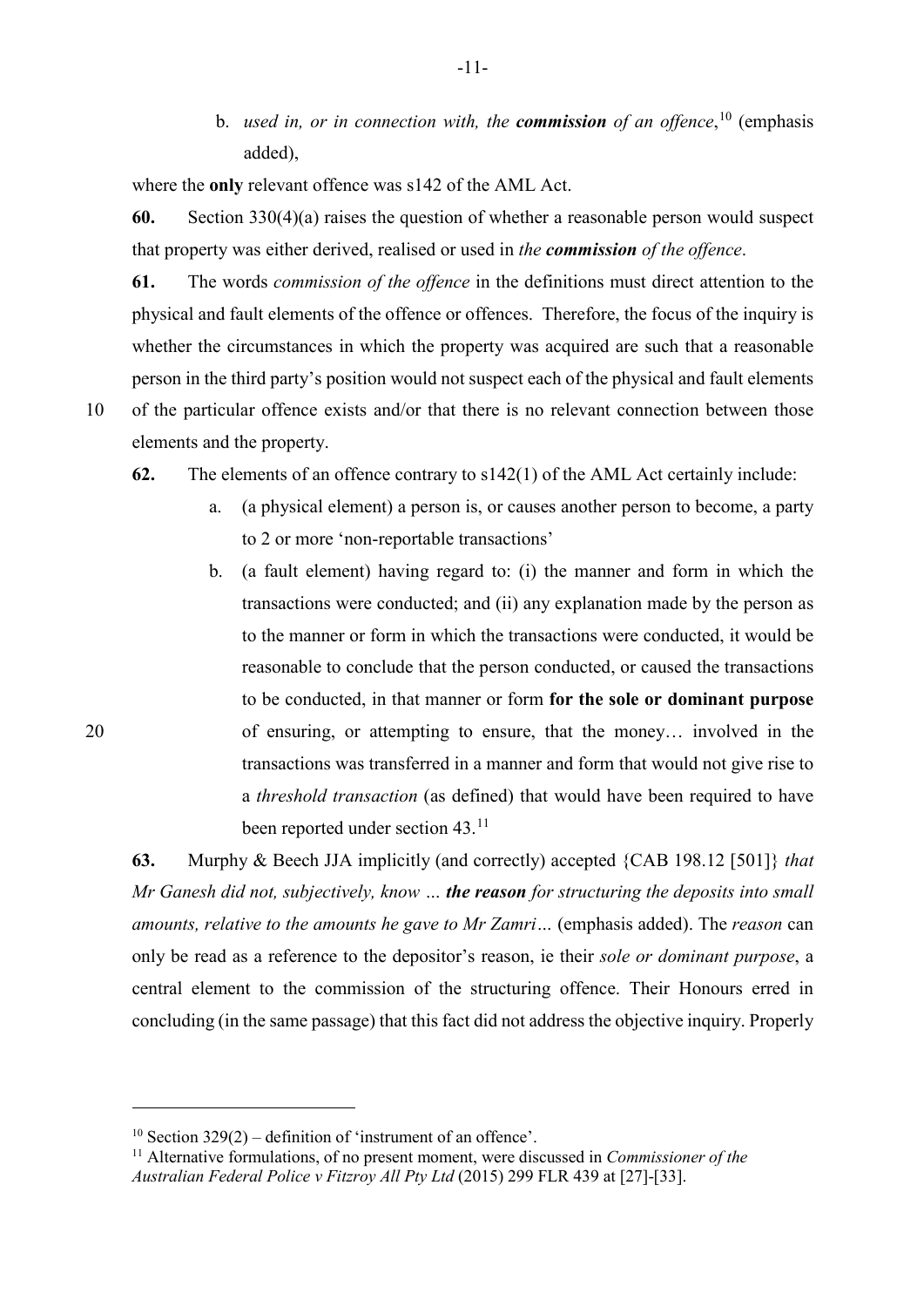b. *used in, or in connection with, the **commission** of an offence*,[10] (emphasis added),

where the **only** relevant offence was s142 of the AML Act.

**60.** Section 330(4)(a) raises the question of whether a reasonable person would suspect that property was either derived, realised or used in *the **commission** of the offence*.

**61.** The words *commission of the offence* in the definitions must direct attention to the physical and fault elements of the offence or offences. Therefore, the focus of the inquiry is whether the circumstances in which the property was acquired are such that a reasonable person in the third party's position would not suspect each of the physical and fault elements of the particular offence exists and/or that there is no relevant connection between those elements and the property.

**62.** The elements of an offence contrary to s142(1) of the AML Act certainly include:

a. (a physical element) a person is, or causes another person to become, a party to 2 or more 'non-reportable transactions'

b. (a fault element) having regard to: (i) the manner and form in which the transactions were conducted; and (ii) any explanation made by the person as to the manner or form in which the transactions were conducted, it would be reasonable to conclude that the person conducted, or caused the transactions to be conducted, in that manner or form **for the sole or dominant purpose** of ensuring, or attempting to ensure, that the money… involved in the transactions was transferred in a manner and form that would not give rise to a *threshold transaction* (as defined) that would have been required to have been reported under section 43.[11]

**63.** Murphy & Beech JJA implicitly (and correctly) accepted {CAB 198.12 [501]} *that Mr Ganesh did not, subjectively, know … **the reason** for structuring the deposits into small amounts, relative to the amounts he gave to Mr Zamri…* (emphasis added). The *reason* can only be read as a reference to the depositor's reason, ie their *sole or dominant purpose*, a central element to the commission of the structuring offence. Their Honours erred in concluding (in the same passage) that this fact did not address the objective inquiry. Properly

---

[10] Section 329(2) – definition of 'instrument of an offence'.

[11] Alternative formulations, of no present moment, were discussed in *Commissioner of the Australian Federal Police v Fitzroy All Pty Ltd* (2015) 299 FLR 439 at [27]-[33].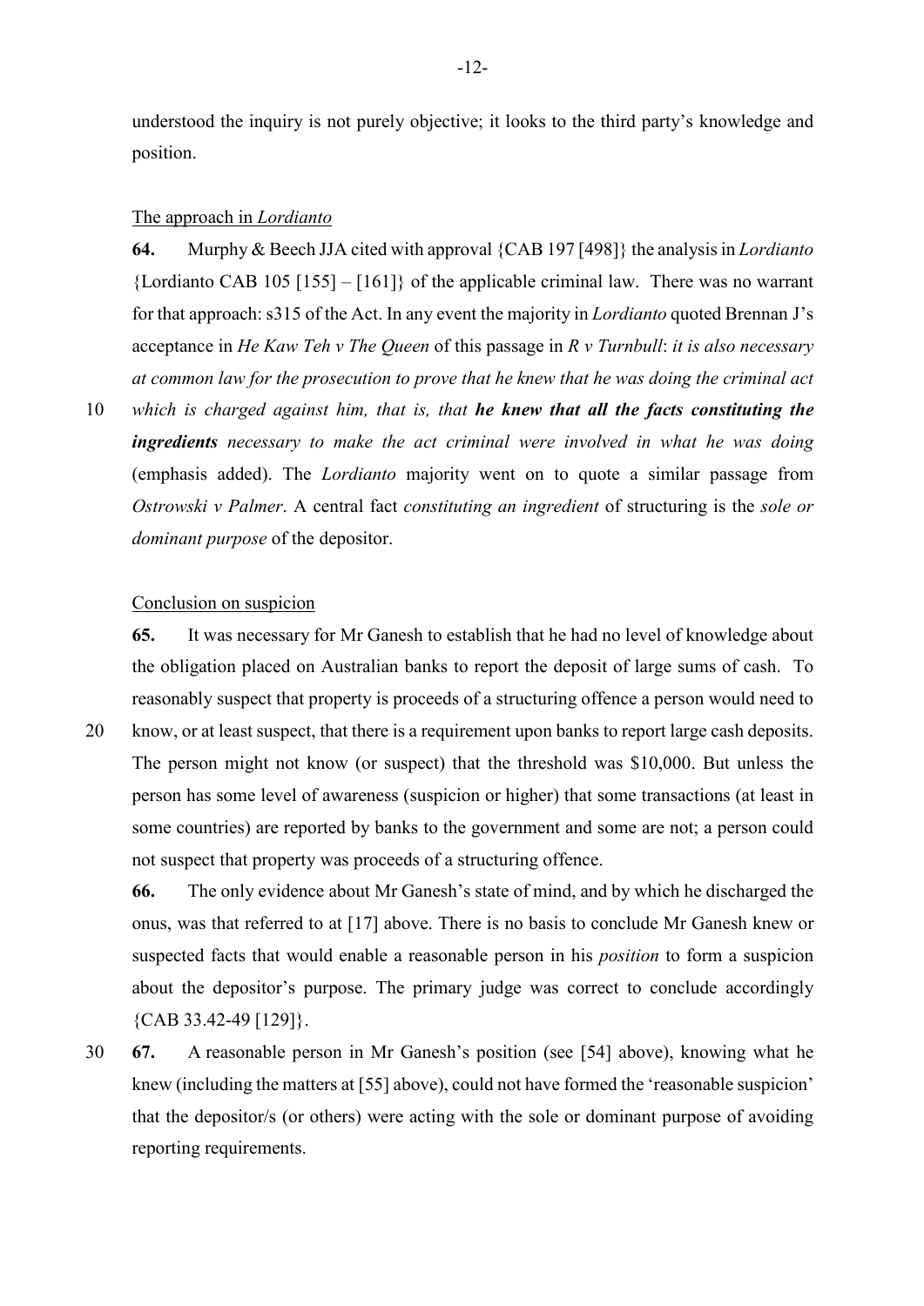understood the inquiry is not purely objective; it looks to the third party's knowledge and position.

The approach in *Lordianto*

**64.** Murphy & Beech JJA cited with approval {CAB 197 [498]} the analysis in *Lordianto* {Lordianto CAB 105 [155] – [161]} of the applicable criminal law. There was no warrant for that approach: s315 of the Act. In any event the majority in *Lordianto* quoted Brennan J's acceptance in *He Kaw Teh v The Queen* of this passage in *R v Turnbull*: *it is also necessary at common law for the prosecution to prove that he knew that he was doing the criminal act which is charged against him, that is, that* ***he knew that all the facts constituting the ingredients*** *necessary to make the act criminal were involved in what he was doing* (emphasis added). The *Lordianto* majority went on to quote a similar passage from *Ostrowski v Palmer*. A central fact *constituting an ingredient* of structuring is the *sole or dominant purpose* of the depositor.

Conclusion on suspicion

**65.** It was necessary for Mr Ganesh to establish that he had no level of knowledge about the obligation placed on Australian banks to report the deposit of large sums of cash. To reasonably suspect that property is proceeds of a structuring offence a person would need to know, or at least suspect, that there is a requirement upon banks to report large cash deposits. The person might not know (or suspect) that the threshold was $10,000. But unless the person has some level of awareness (suspicion or higher) that some transactions (at least in some countries) are reported by banks to the government and some are not; a person could not suspect that property was proceeds of a structuring offence.

**66.** The only evidence about Mr Ganesh's state of mind, and by which he discharged the onus, was that referred to at [17] above. There is no basis to conclude Mr Ganesh knew or suspected facts that would enable a reasonable person in his *position* to form a suspicion about the depositor's purpose. The primary judge was correct to conclude accordingly {CAB 33.42-49 [129]}.

**67.** A reasonable person in Mr Ganesh's position (see [54] above), knowing what he knew (including the matters at [55] above), could not have formed the 'reasonable suspicion' that the depositor/s (or others) were acting with the sole or dominant purpose of avoiding reporting requirements.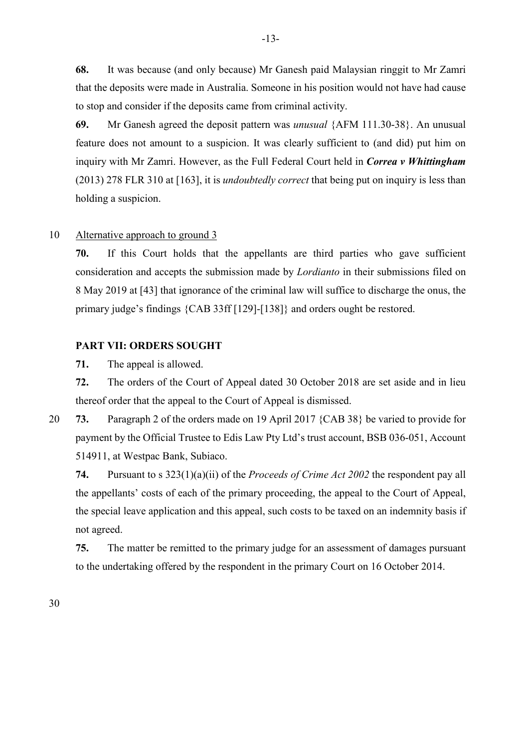**68.** It was because (and only because) Mr Ganesh paid Malaysian ringgit to Mr Zamri that the deposits were made in Australia. Someone in his position would not have had cause to stop and consider if the deposits came from criminal activity.

**69.** Mr Ganesh agreed the deposit pattern was *unusual* {AFM 111.30-38}. An unusual feature does not amount to a suspicion. It was clearly sufficient to (and did) put him on inquiry with Mr Zamri. However, as the Full Federal Court held in ***Correa v Whittingham*** (2013) 278 FLR 310 at [163], it is *undoubtedly correct* that being put on inquiry is less than holding a suspicion.

<u>Alternative approach to ground 3</u>

**70.** If this Court holds that the appellants are third parties who gave sufficient consideration and accepts the submission made by *Lordianto* in their submissions filed on 8 May 2019 at [43] that ignorance of the criminal law will suffice to discharge the onus, the primary judge's findings {CAB 33ff [129]-[138]} and orders ought be restored.

### PART VII: ORDERS SOUGHT

**71.** The appeal is allowed.

**72.** The orders of the Court of Appeal dated 30 October 2018 are set aside and in lieu thereof order that the appeal to the Court of Appeal is dismissed.

**73.** Paragraph 2 of the orders made on 19 April 2017 {CAB 38} be varied to provide for payment by the Official Trustee to Edis Law Pty Ltd's trust account, BSB 036-051, Account 514911, at Westpac Bank, Subiaco.

**74.** Pursuant to s 323(1)(a)(ii) of the *Proceeds of Crime Act 2002* the respondent pay all the appellants' costs of each of the primary proceeding, the appeal to the Court of Appeal, the special leave application and this appeal, such costs to be taxed on an indemnity basis if not agreed.

**75.** The matter be remitted to the primary judge for an assessment of damages pursuant to the undertaking offered by the respondent in the primary Court on 16 October 2014.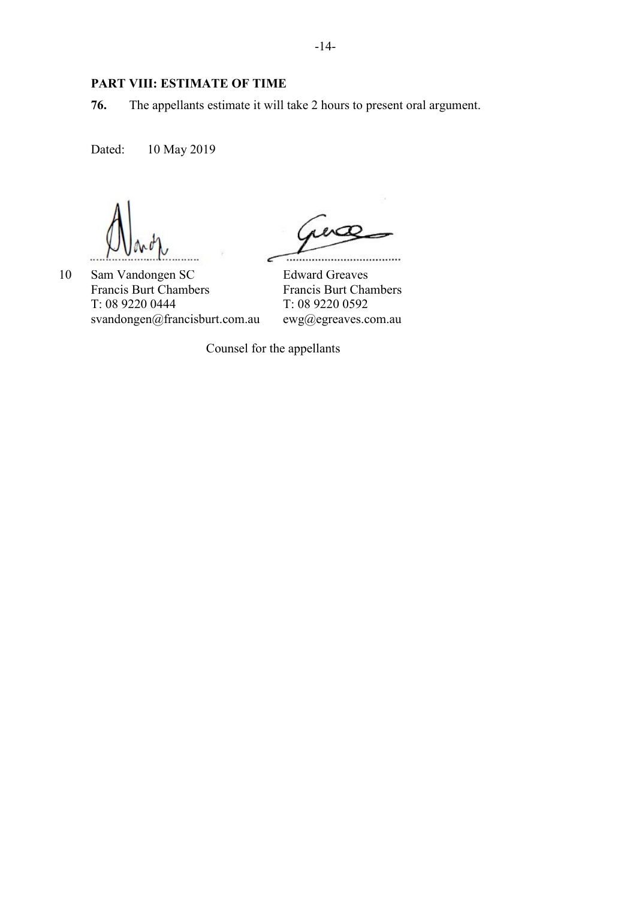**PART VIII: ESTIMATE OF TIME**

**76.** The appellants estimate it will take 2 hours to present oral argument.

Dated: 10 May 2019

| | |
|---|---|
| Sam Vandongen SC | Edward Greaves |
| Francis Burt Chambers | Francis Burt Chambers |
| T: 08 9220 0444 | T: 08 9220 0592 |
| svandongen@francisburt.com.au | ewg@egreaves.com.au |

Counsel for the appellants